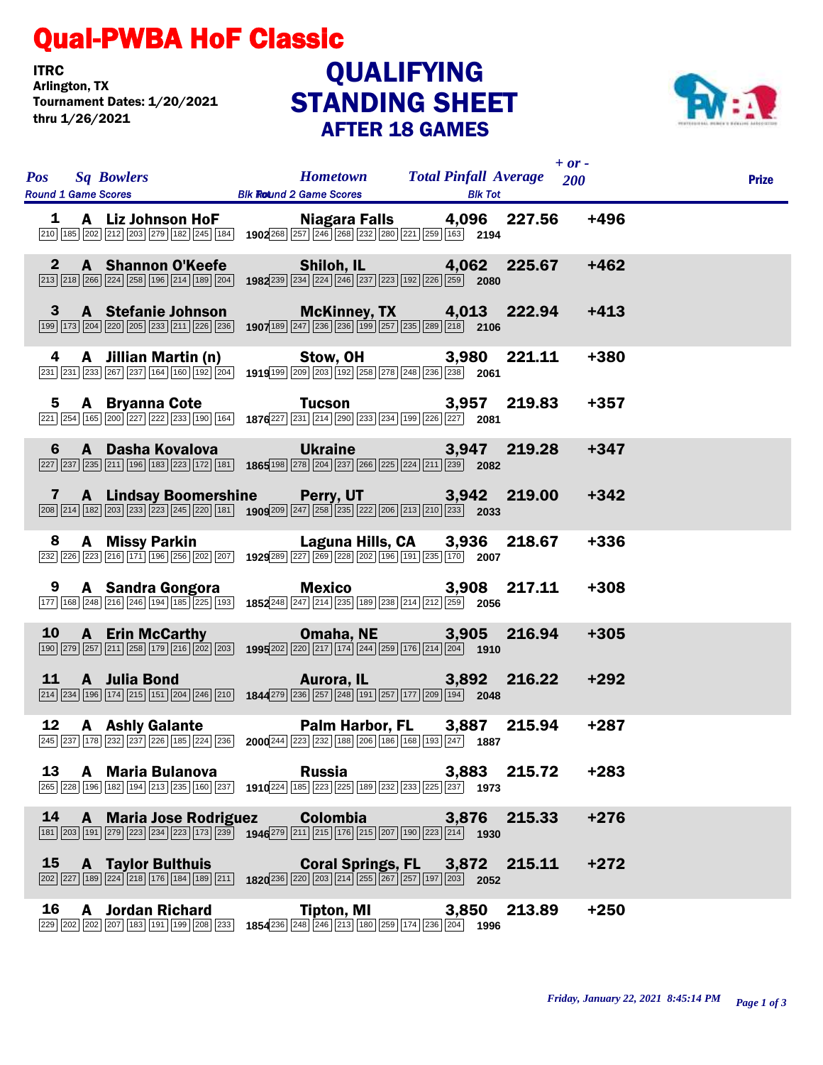# Qual-PWBA HoF Classic

**ITRC**
**Arlington, TX**
**Tournament Dates: 1/20/2021 thru 1/26/2021**

## QUALIFYING STANDING SHEET
### AFTER 18 GAMES

| Pos | Sq | Bowlers | Hometown | Total Pinfall | Average | + or - 200 | Prize |
|---|---|---|---|---|---|---|---|
| 1 | A | Liz Johnson HoF | Niagara Falls | 4,096 | 227.56 | +496 | |
| | | Round 1: 210 185 202 212 203 279 182 245 184 — Blk Tot 1902 | Round 2: 268 257 246 268 232 280 221 259 163 — Blk Tot 2194 | | | | |
| 2 | A | Shannon O'Keefe | Shiloh, IL | 4,062 | 225.67 | +462 | |
| | | Round 1: 213 218 266 224 258 196 214 189 204 — Blk Tot 1982 | Round 2: 239 234 224 246 237 223 192 226 259 — Blk Tot 2080 | | | | |
| 3 | A | Stefanie Johnson | McKinney, TX | 4,013 | 222.94 | +413 | |
| | | Round 1: 199 173 204 220 205 233 211 226 236 — Blk Tot 1907 | Round 2: 189 247 236 236 199 257 235 289 218 — Blk Tot 2106 | | | | |
| 4 | A | Jillian Martin (n) | Stow, OH | 3,980 | 221.11 | +380 | |
| | | Round 1: 231 231 233 267 237 164 160 192 204 — Blk Tot 1919 | Round 2: 199 209 203 192 258 278 248 236 238 — Blk Tot 2061 | | | | |
| 5 | A | Bryanna Cote | Tucson | 3,957 | 219.83 | +357 | |
| | | Round 1: 221 254 165 200 227 222 233 190 164 — Blk Tot 1876 | Round 2: 227 231 214 290 233 234 199 226 227 — Blk Tot 2081 | | | | |
| 6 | A | Dasha Kovalova | Ukraine | 3,947 | 219.28 | +347 | |
| | | Round 1: 227 237 235 211 196 183 223 172 181 — Blk Tot 1865 | Round 2: 198 278 204 237 266 225 224 211 239 — Blk Tot 2082 | | | | |
| 7 | A | Lindsay Boomershine | Perry, UT | 3,942 | 219.00 | +342 | |
| | | Round 1: 208 214 182 203 233 223 245 220 181 — Blk Tot 1909 | Round 2: 209 247 258 235 222 206 213 210 233 — Blk Tot 2033 | | | | |
| 8 | A | Missy Parkin | Laguna Hills, CA | 3,936 | 218.67 | +336 | |
| | | Round 1: 232 226 223 216 171 196 256 202 207 — Blk Tot 1929 | Round 2: 289 227 269 228 202 196 191 235 170 — Blk Tot 2007 | | | | |
| 9 | A | Sandra Gongora | Mexico | 3,908 | 217.11 | +308 | |
| | | Round 1: 177 168 248 216 246 194 185 225 193 — Blk Tot 1852 | Round 2: 248 247 214 235 189 238 214 212 259 — Blk Tot 2056 | | | | |
| 10 | A | Erin McCarthy | Omaha, NE | 3,905 | 216.94 | +305 | |
| | | Round 1: 190 279 257 211 258 179 216 202 203 — Blk Tot 1995 | Round 2: 202 220 217 174 244 259 176 214 204 — Blk Tot 1910 | | | | |
| 11 | A | Julia Bond | Aurora, IL | 3,892 | 216.22 | +292 | |
| | | Round 1: 214 234 196 174 215 151 204 246 210 — Blk Tot 1844 | Round 2: 279 236 257 248 191 257 177 209 194 — Blk Tot 2048 | | | | |
| 12 | A | Ashly Galante | Palm Harbor, FL | 3,887 | 215.94 | +287 | |
| | | Round 1: 245 237 178 232 237 226 185 224 236 — Blk Tot 2000 | Round 2: 244 223 232 188 206 186 168 193 247 — Blk Tot 1887 | | | | |
| 13 | A | Maria Bulanova | Russia | 3,883 | 215.72 | +283 | |
| | | Round 1: 265 228 196 182 194 213 235 160 237 — Blk Tot 1910 | Round 2: 224 185 223 225 189 232 233 225 237 — Blk Tot 1973 | | | | |
| 14 | A | Maria Jose Rodriguez | Colombia | 3,876 | 215.33 | +276 | |
| | | Round 1: 181 203 191 279 223 234 223 173 239 — Blk Tot 1946 | Round 2: 279 211 215 176 215 207 190 223 214 — Blk Tot 1930 | | | | |
| 15 | A | Taylor Bulthuis | Coral Springs, FL | 3,872 | 215.11 | +272 | |
| | | Round 1: 202 227 189 224 218 176 184 189 211 — Blk Tot 1820 | Round 2: 236 220 203 214 255 267 257 197 203 — Blk Tot 2052 | | | | |
| 16 | A | Jordan Richard | Tipton, MI | 3,850 | 213.89 | +250 | |
| | | Round 1: 229 202 202 207 183 191 199 208 233 — Blk Tot 1854 | Round 2: 236 248 246 213 180 259 174 236 204 — Blk Tot 1996 | | | | |

*Friday, January 22, 2021 8:45:14 PM*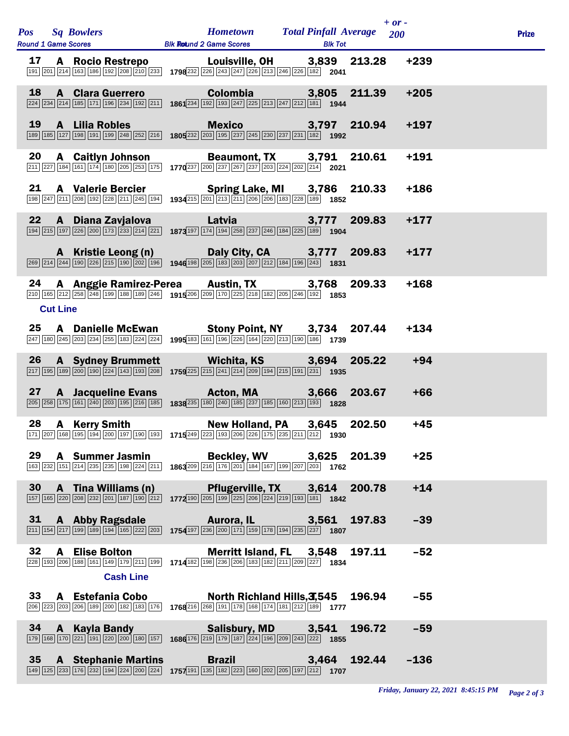| Pos | Sq | Bowlers | Hometown | Total Pinfall | Average | + or - 200 | Prize |
|---|---|---|---|---|---|---|---|
| 17 | A | Rocio Restrepo | Louisville, OH | 3,839 | 213.28 | +239 | |
| | | Round 1: 191 201 214 163 186 192 208 210 233 — Blk Tot 1798 | Round 2: 232 226 243 247 226 213 246 226 182 — Blk Tot 2041 | | | | |
| 18 | A | Clara Guerrero | Colombia | 3,805 | 211.39 | +205 | |
| | | Round 1: 224 234 214 185 171 196 234 192 211 — Blk Tot 1861 | Round 2: 234 192 193 247 225 213 247 212 181 — Blk Tot 1944 | | | | |
| 19 | A | Lilia Robles | Mexico | 3,797 | 210.94 | +197 | |
| | | Round 1: 189 185 127 198 191 199 248 252 216 — Blk Tot 1805 | Round 2: 232 203 195 237 245 230 237 231 182 — Blk Tot 1992 | | | | |
| 20 | A | Caitlyn Johnson | Beaumont, TX | 3,791 | 210.61 | +191 | |
| | | Round 1: 211 227 184 161 174 180 205 253 175 — Blk Tot 1770 | Round 2: 237 200 237 267 237 203 224 202 214 — Blk Tot 2021 | | | | |
| 21 | A | Valerie Bercier | Spring Lake, MI | 3,786 | 210.33 | +186 | |
| | | Round 1: 198 247 211 208 192 228 211 245 194 — Blk Tot 1934 | Round 2: 215 201 213 211 206 206 183 228 189 — Blk Tot 1852 | | | | |
| 22 | A | Diana Zavjalova | Latvia | 3,777 | 209.83 | +177 | |
| | | Round 1: 194 215 197 226 200 173 233 214 221 — Blk Tot 1873 | Round 2: 197 174 194 258 237 246 184 225 189 — Blk Tot 1904 | | | | |
| | A | Kristie Leong (n) | Daly City, CA | 3,777 | 209.83 | +177 | |
| | | Round 1: 269 214 244 190 226 215 190 202 196 — Blk Tot 1946 | Round 2: 198 205 183 203 207 212 184 196 243 — Blk Tot 1831 | | | | |
| 24 | A | Anggie Ramirez-Perea | Austin, TX | 3,768 | 209.33 | +168 | |
| | | Round 1: 210 165 212 258 248 199 188 189 246 — Blk Tot 1915 | Round 2: 206 209 170 225 218 182 205 246 192 — Blk Tot 1853 | | | | |
| **Cut Line** | | | | | | | |
| 25 | A | Danielle McEwan | Stony Point, NY | 3,734 | 207.44 | +134 | |
| | | Round 1: 247 180 245 203 234 255 183 224 224 — Blk Tot 1995 | Round 2: 183 161 196 226 164 220 213 190 186 — Blk Tot 1739 | | | | |
| 26 | A | Sydney Brummett | Wichita, KS | 3,694 | 205.22 | +94 | |
| | | Round 1: 217 195 189 200 190 224 143 193 208 — Blk Tot 1759 | Round 2: 225 215 241 214 209 194 215 191 231 — Blk Tot 1935 | | | | |
| 27 | A | Jacqueline Evans | Acton, MA | 3,666 | 203.67 | +66 | |
| | | Round 1: 205 258 175 161 240 203 195 216 185 — Blk Tot 1838 | Round 2: 235 180 240 185 237 185 160 213 193 — Blk Tot 1828 | | | | |
| 28 | A | Kerry Smith | New Holland, PA | 3,645 | 202.50 | +45 | |
| | | Round 1: 171 207 168 195 194 200 197 190 193 — Blk Tot 1715 | Round 2: 249 223 193 206 226 175 235 211 212 — Blk Tot 1930 | | | | |
| 29 | A | Summer Jasmin | Beckley, WV | 3,625 | 201.39 | +25 | |
| | | Round 1: 163 232 151 214 235 235 198 224 211 — Blk Tot 1863 | Round 2: 209 216 176 201 184 167 199 207 203 — Blk Tot 1762 | | | | |
| 30 | A | Tina Williams (n) | Pflugerville, TX | 3,614 | 200.78 | +14 | |
| | | Round 1: 157 165 220 208 232 201 187 190 212 — Blk Tot 1772 | Round 2: 190 205 199 225 206 224 219 193 181 — Blk Tot 1842 | | | | |
| 31 | A | Abby Ragsdale | Aurora, IL | 3,561 | 197.83 | -39 | |
| | | Round 1: 211 154 217 199 189 194 165 222 203 — Blk Tot 1754 | Round 2: 197 236 200 171 159 178 194 235 237 — Blk Tot 1807 | | | | |
| 32 | A | Elise Bolton | Merritt Island, FL | 3,548 | 197.11 | -52 | |
| | | Round 1: 228 193 206 188 161 149 179 211 199 — Blk Tot 1714 | Round 2: 182 198 236 206 183 182 211 209 227 — Blk Tot 1834 | | | | |
| **Cash Line** | | | | | | | |
| 33 | A | Estefania Cobo | North Richland Hills, TX | 3,545 | 196.94 | -55 | |
| | | Round 1: 206 223 203 206 189 200 182 183 176 — Blk Tot 1768 | Round 2: 216 268 191 178 168 174 181 212 189 — Blk Tot 1777 | | | | |
| 34 | A | Kayla Bandy | Salisbury, MD | 3,541 | 196.72 | -59 | |
| | | Round 1: 179 168 170 221 191 220 200 180 157 — Blk Tot 1686 | Round 2: 176 219 179 187 224 196 209 243 222 — Blk Tot 1855 | | | | |
| 35 | A | Stephanie Martins | Brazil | 3,464 | 192.44 | -136 | |
| | | Round 1: 149 125 233 176 232 194 224 200 224 — Blk Tot 1757 | Round 2: 191 135 182 223 160 202 205 197 212 — Blk Tot 1707 | | | | |

*Friday, January 22, 2021 8:45:15 PM*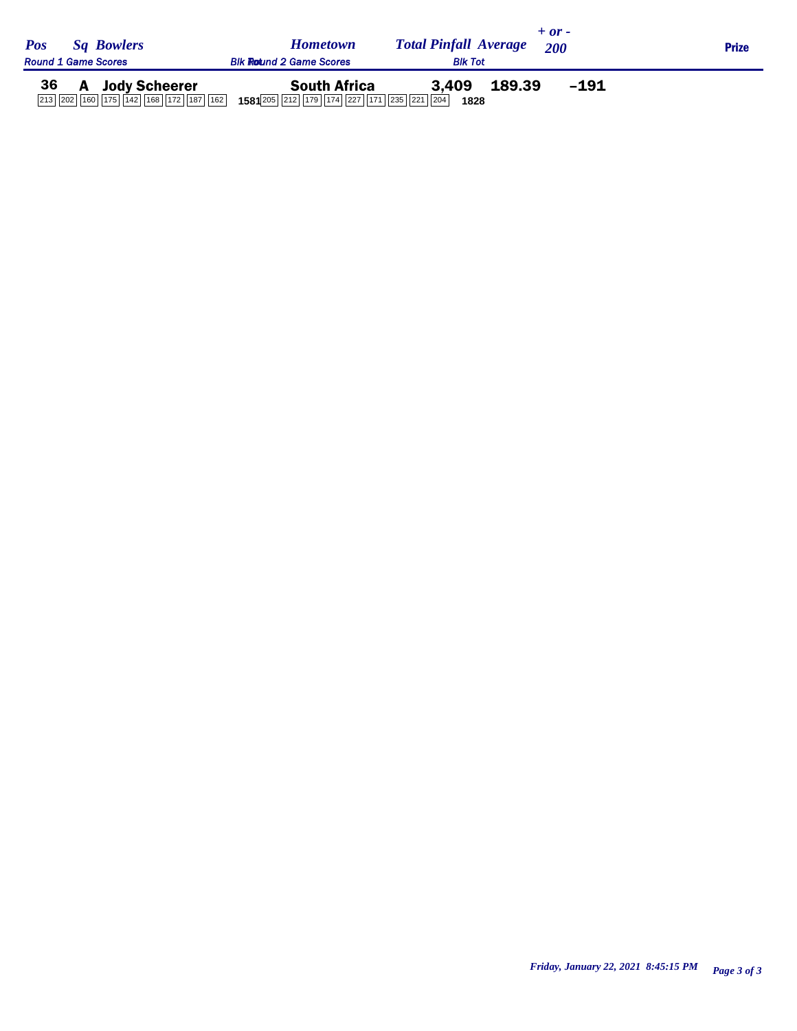| Pos | Sq | Bowlers | Hometown | Total Pinfall | Average | + or - 200 | Prize |
|---|---|---|---|---|---|---|---|
| 36 | A | Jody Scheerer | South Africa | 3,409 | 189.39 | -191 | |

| Round 1 Game Scores | | | | | | | | | Blk Tot | Round 2 Game Scores | | | | | | | | | Blk Tot |
|---|---|---|---|---|---|---|---|---|---|---|---|---|---|---|---|---|---|---|---|
| 213 | 202 | 160 | 175 | 142 | 168 | 172 | 187 | 162 | 1581 | 205 | 212 | 179 | 174 | 227 | 171 | 235 | 221 | 204 | 1828 |

*Friday, January 22, 2021 8:45:15 PM*